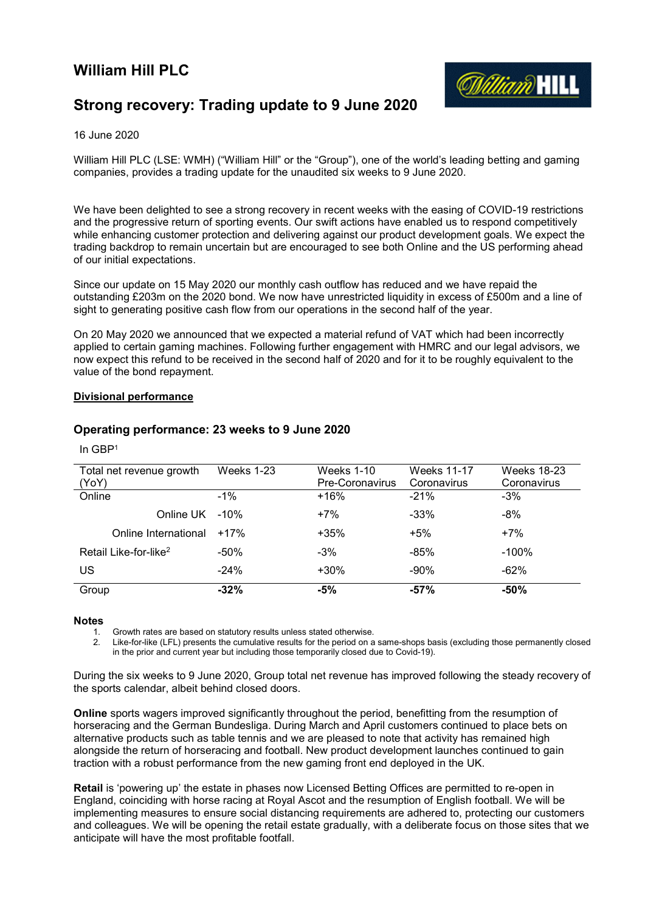# William Hill PLC

## Strong recovery: Trading update to 9 June 2020

16 June 2020

William Hill PLC (LSE: WMH) ("William Hill" or the "Group"), one of the world's leading betting and gaming companies, provides a trading update for the unaudited six weeks to 9 June 2020.

We have been delighted to see a strong recovery in recent weeks with the easing of COVID-19 restrictions and the progressive return of sporting events. Our swift actions have enabled us to respond competitively while enhancing customer protection and delivering against our product development goals. We expect the trading backdrop to remain uncertain but are encouraged to see both Online and the US performing ahead of our initial expectations.

Since our update on 15 May 2020 our monthly cash outflow has reduced and we have repaid the outstanding £203m on the 2020 bond. We now have unrestricted liquidity in excess of £500m and a line of sight to generating positive cash flow from our operations in the second half of the year.

On 20 May 2020 we announced that we expected a material refund of VAT which had been incorrectly applied to certain gaming machines. Following further engagement with HMRC and our legal advisors, we now expect this refund to be received in the second half of 2020 and for it to be roughly equivalent to the value of the bond repayment.

**Divisional performance**

### Operating performance: 23 weeks to 9 June 2020

In GBP[1]

| Total net revenue growth (YoY) | Weeks 1-23 | Weeks 1-10 Pre-Coronavirus | Weeks 11-17 Coronavirus | Weeks 18-23 Coronavirus |
|---|---|---|---|---|
| Online | -1% | +16% | -21% | -3% |
| Online UK | -10% | +7% | -33% | -8% |
| Online International | +17% | +35% | +5% | +7% |
| Retail Like-for-like[2] | -50% | -3% | -85% | -100% |
| US | -24% | +30% | -90% | -62% |
| Group | **-32%** | **-5%** | **-57%** | **-50%** |

**Notes**

1. Growth rates are based on statutory results unless stated otherwise.
2. Like-for-like (LFL) presents the cumulative results for the period on a same-shops basis (excluding those permanently closed in the prior and current year but including those temporarily closed due to Covid-19).

During the six weeks to 9 June 2020, Group total net revenue has improved following the steady recovery of the sports calendar, albeit behind closed doors.

**Online** sports wagers improved significantly throughout the period, benefitting from the resumption of horseracing and the German Bundesliga. During March and April customers continued to place bets on alternative products such as table tennis and we are pleased to note that activity has remained high alongside the return of horseracing and football. New product development launches continued to gain traction with a robust performance from the new gaming front end deployed in the UK.

**Retail** is 'powering up' the estate in phases now Licensed Betting Offices are permitted to re-open in England, coinciding with horse racing at Royal Ascot and the resumption of English football. We will be implementing measures to ensure social distancing requirements are adhered to, protecting our customers and colleagues. We will be opening the retail estate gradually, with a deliberate focus on those sites that we anticipate will have the most profitable footfall.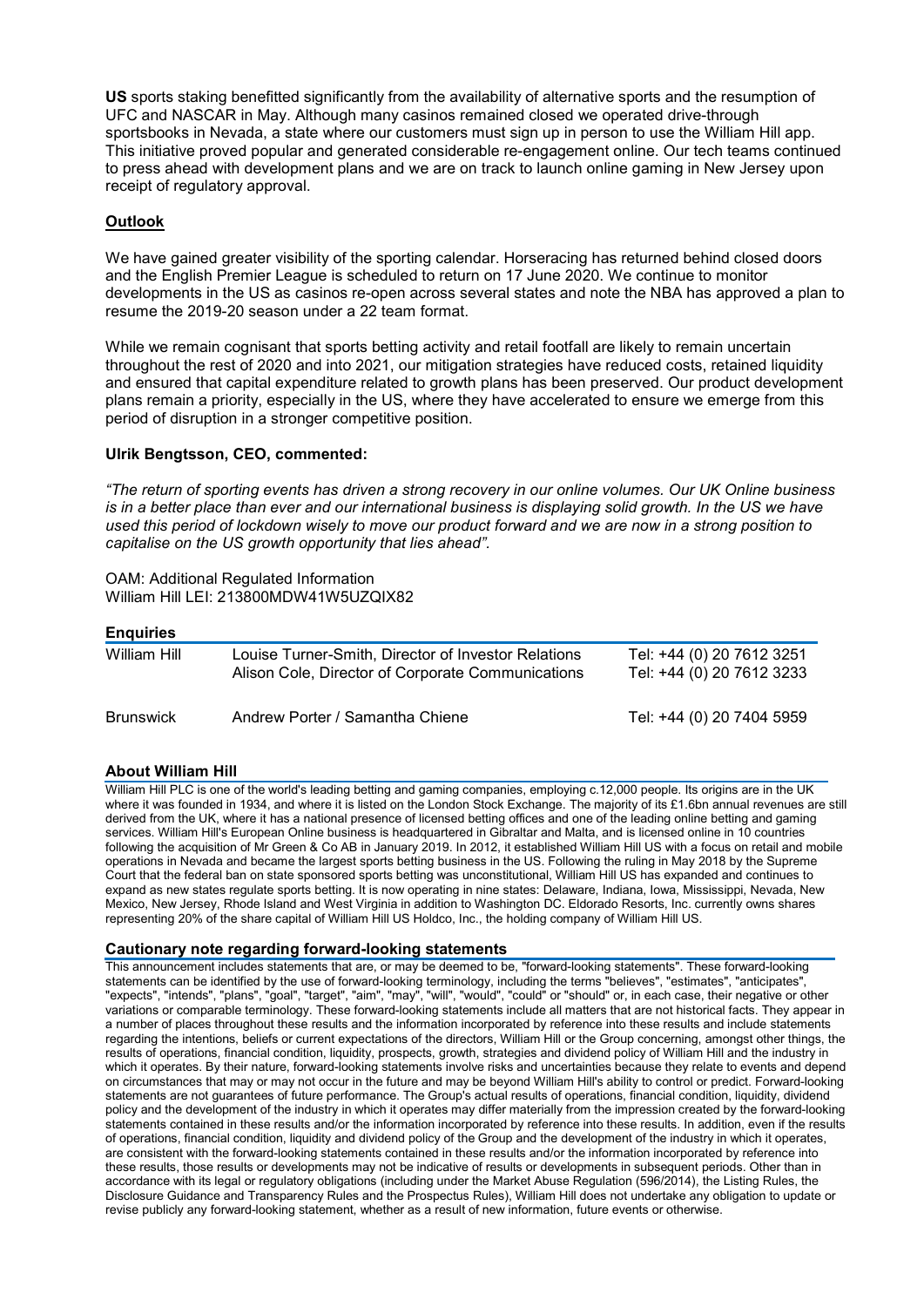**US** sports staking benefitted significantly from the availability of alternative sports and the resumption of UFC and NASCAR in May. Although many casinos remained closed we operated drive-through sportsbooks in Nevada, a state where our customers must sign up in person to use the William Hill app. This initiative proved popular and generated considerable re-engagement online. Our tech teams continued to press ahead with development plans and we are on track to launch online gaming in New Jersey upon receipt of regulatory approval.

## Outlook

We have gained greater visibility of the sporting calendar. Horseracing has returned behind closed doors and the English Premier League is scheduled to return on 17 June 2020. We continue to monitor developments in the US as casinos re-open across several states and note the NBA has approved a plan to resume the 2019-20 season under a 22 team format.

While we remain cognisant that sports betting activity and retail footfall are likely to remain uncertain throughout the rest of 2020 and into 2021, our mitigation strategies have reduced costs, retained liquidity and ensured that capital expenditure related to growth plans has been preserved. Our product development plans remain a priority, especially in the US, where they have accelerated to ensure we emerge from this period of disruption in a stronger competitive position.

**Ulrik Bengtsson, CEO, commented:**

*"The return of sporting events has driven a strong recovery in our online volumes. Our UK Online business is in a better place than ever and our international business is displaying solid growth. In the US we have used this period of lockdown wisely to move our product forward and we are now in a strong position to capitalise on the US growth opportunity that lies ahead".*

OAM: Additional Regulated Information
William Hill LEI: 213800MDW41W5UZQIX82

## Enquiries

| | | |
|---|---|---|
| William Hill | Louise Turner-Smith, Director of Investor Relations<br>Alison Cole, Director of Corporate Communications | Tel: +44 (0) 20 7612 3251<br>Tel: +44 (0) 20 7612 3233 |
| Brunswick | Andrew Porter / Samantha Chiene | Tel: +44 (0) 20 7404 5959 |

## About William Hill

William Hill PLC is one of the world's leading betting and gaming companies, employing c.12,000 people. Its origins are in the UK where it was founded in 1934, and where it is listed on the London Stock Exchange. The majority of its £1.6bn annual revenues are still derived from the UK, where it has a national presence of licensed betting offices and one of the leading online betting and gaming services. William Hill's European Online business is headquartered in Gibraltar and Malta, and is licensed online in 10 countries following the acquisition of Mr Green & Co AB in January 2019. In 2012, it established William Hill US with a focus on retail and mobile operations in Nevada and became the largest sports betting business in the US. Following the ruling in May 2018 by the Supreme Court that the federal ban on state sponsored sports betting was unconstitutional, William Hill US has expanded and continues to expand as new states regulate sports betting. It is now operating in nine states: Delaware, Indiana, Iowa, Mississippi, Nevada, New Mexico, New Jersey, Rhode Island and West Virginia in addition to Washington DC. Eldorado Resorts, Inc. currently owns shares representing 20% of the share capital of William Hill US Holdco, Inc., the holding company of William Hill US.

## Cautionary note regarding forward-looking statements

This announcement includes statements that are, or may be deemed to be, "forward-looking statements". These forward-looking statements can be identified by the use of forward-looking terminology, including the terms "believes", "estimates", "anticipates", "expects", "intends", "plans", "goal", "target", "aim", "may", "will", "would", "could" or "should" or, in each case, their negative or other variations or comparable terminology. These forward-looking statements include all matters that are not historical facts. They appear in a number of places throughout these results and the information incorporated by reference into these results and include statements regarding the intentions, beliefs or current expectations of the directors, William Hill or the Group concerning, amongst other things, the results of operations, financial condition, liquidity, prospects, growth, strategies and dividend policy of William Hill and the industry in which it operates. By their nature, forward-looking statements involve risks and uncertainties because they relate to events and depend on circumstances that may or may not occur in the future and may be beyond William Hill's ability to control or predict. Forward-looking statements are not guarantees of future performance. The Group's actual results of operations, financial condition, liquidity, dividend policy and the development of the industry in which it operates may differ materially from the impression created by the forward-looking statements contained in these results and/or the information incorporated by reference into these results. In addition, even if the results of operations, financial condition, liquidity and dividend policy of the Group and the development of the industry in which it operates, are consistent with the forward-looking statements contained in these results and/or the information incorporated by reference into these results, those results or developments may not be indicative of results or developments in subsequent periods. Other than in accordance with its legal or regulatory obligations (including under the Market Abuse Regulation (596/2014), the Listing Rules, the Disclosure Guidance and Transparency Rules and the Prospectus Rules), William Hill does not undertake any obligation to update or revise publicly any forward-looking statement, whether as a result of new information, future events or otherwise.